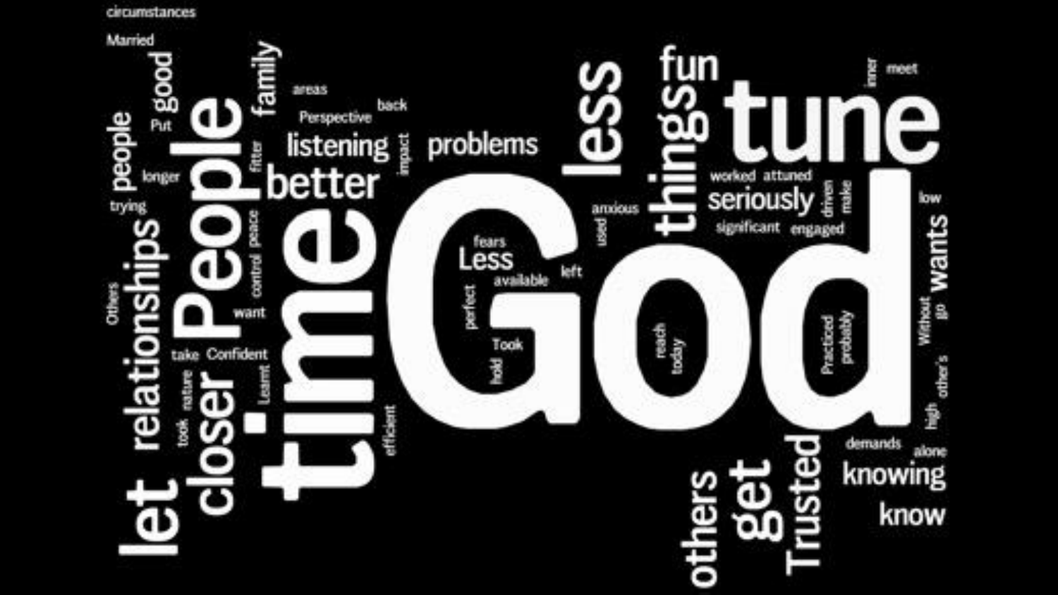circumstances Married good Put people longer trying Others relationships People family fitter peace control want take Confident nature took Learnt closer let time areas Perspective back listening impact better efficient problems less fun things tune inner meet God anxious used fears Less available left perfect Took hold reach today worked attuned seriously driven make significant engaged low wants Practiced probably Without go other's high demands alone knowing know others get Trusted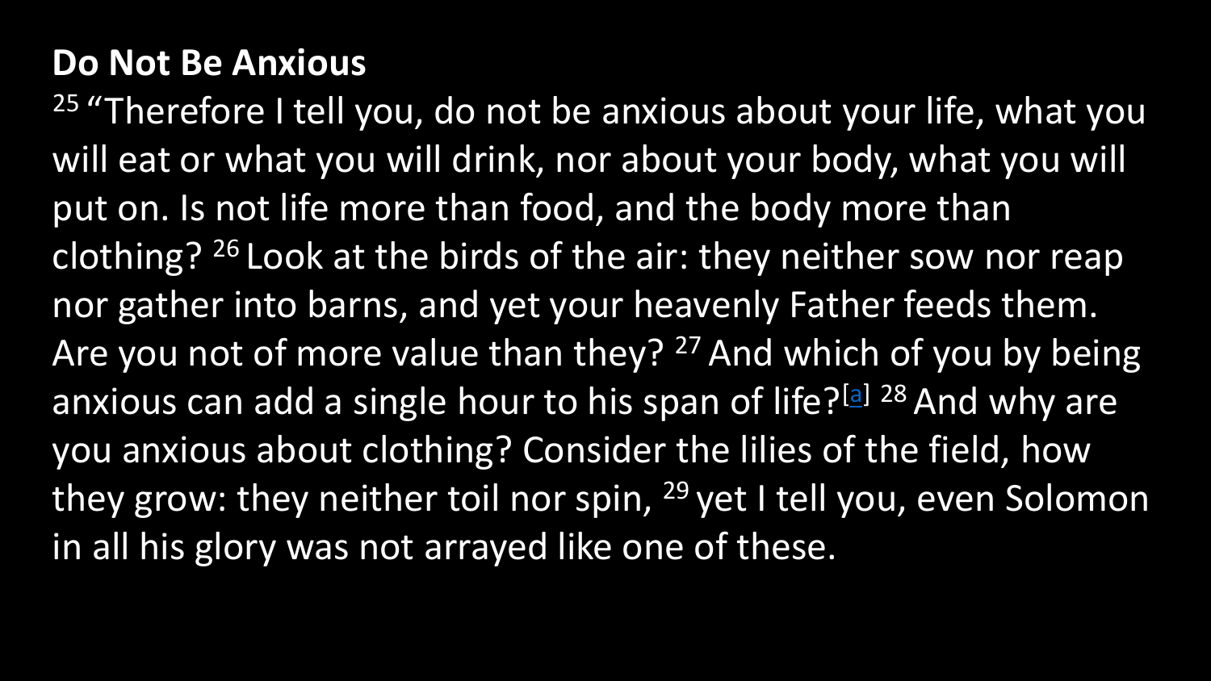**Do Not Be Anxious**

[25] "Therefore I tell you, do not be anxious about your life, what you will eat or what you will drink, nor about your body, what you will put on. Is not life more than food, and the body more than clothing? [26] Look at the birds of the air: they neither sow nor reap nor gather into barns, and yet your heavenly Father feeds them. Are you not of more value than they? [27] And which of you by being anxious can add a single hour to his span of life?[a] [28] And why are you anxious about clothing? Consider the lilies of the field, how they grow: they neither toil nor spin, [29] yet I tell you, even Solomon in all his glory was not arrayed like one of these.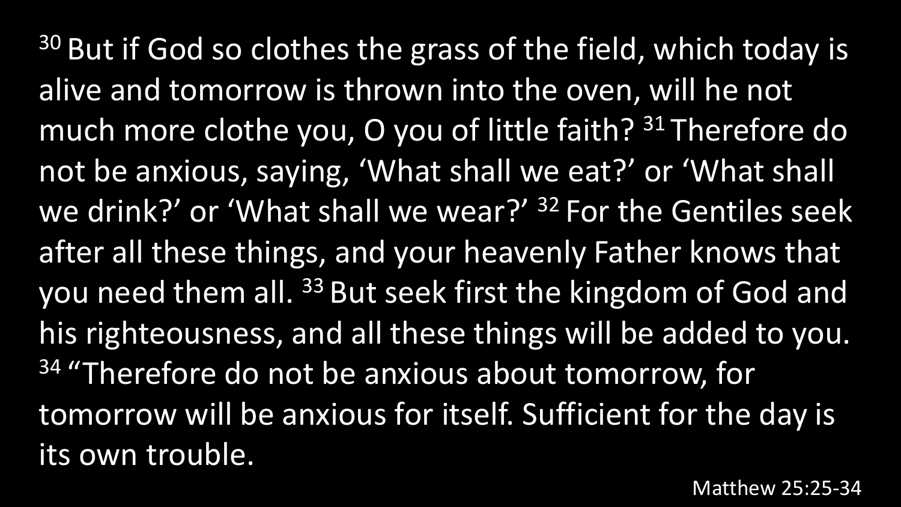[30] But if God so clothes the grass of the field, which today is alive and tomorrow is thrown into the oven, will he not much more clothe you, O you of little faith? [31] Therefore do not be anxious, saying, ‘What shall we eat?’ or ‘What shall we drink?’ or ‘What shall we wear?’ [32] For the Gentiles seek after all these things, and your heavenly Father knows that you need them all. [33] But seek first the kingdom of God and his righteousness, and all these things will be added to you. [34] “Therefore do not be anxious about tomorrow, for tomorrow will be anxious for itself. Sufficient for the day is its own trouble.

Matthew 25:25-34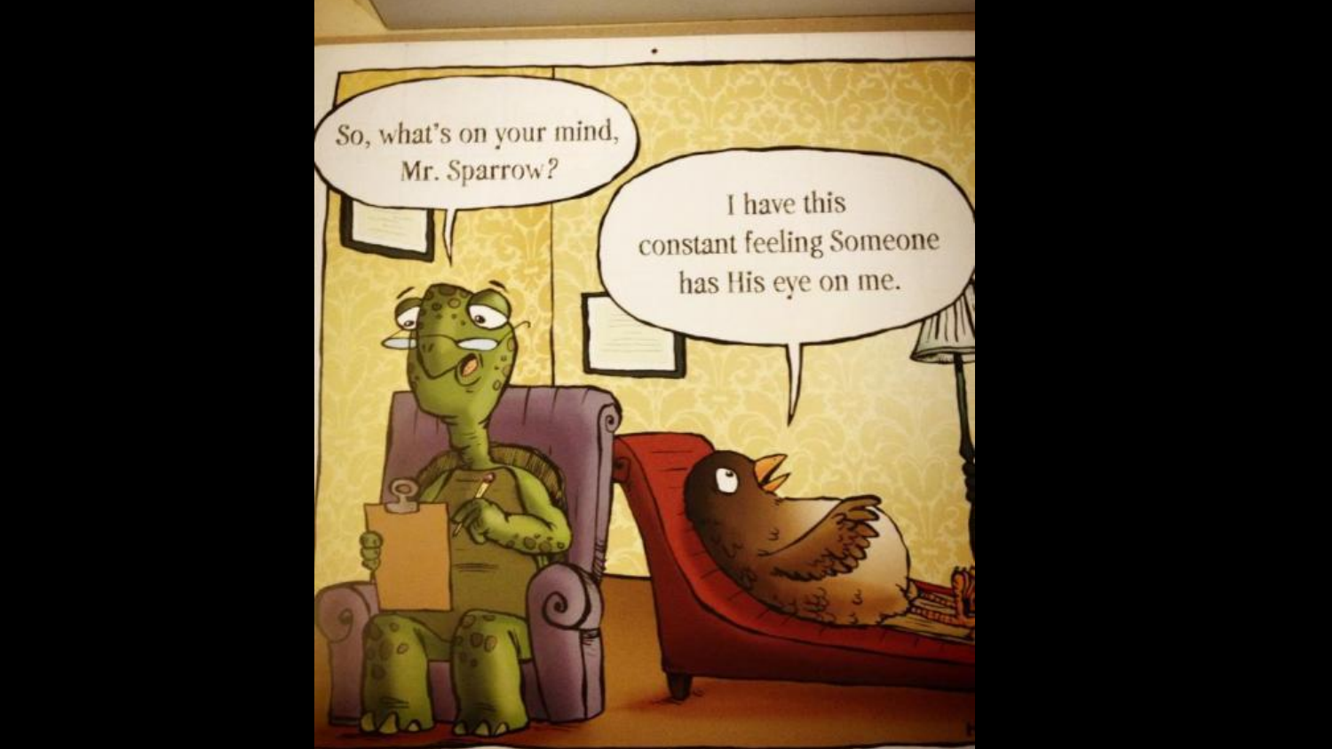So, what's on your mind, Mr. Sparrow?

I have this constant feeling Someone has His eye on me.